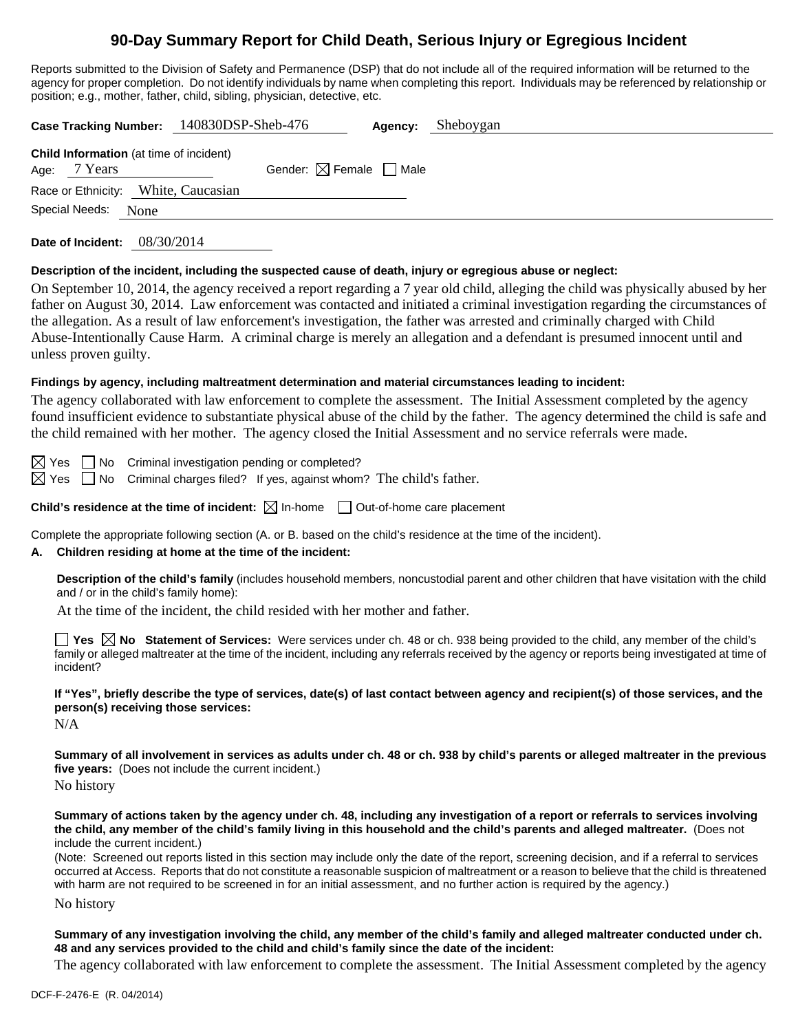# 90-Day Summary Report for Child Death, Serious Injury or Egregious Incident

Reports submitted to the Division of Safety and Permanence (DSP) that do not include all of the required information will be returned to the agency for proper completion. Do not identify individuals by name when completing this report. Individuals may be referenced by relationship or position; e.g., mother, father, child, sibling, physician, detective, etc.

**Case Tracking Number:** 140830DSP-Sheb-476 **Agency:** Sheboygan

**Child Information** (at time of incident)

Age: 7 Years Gender: ☒ Female ☐ Male

Race or Ethnicity: White, Caucasian

Special Needs: None

**Date of Incident:** 08/30/2014

**Description of the incident, including the suspected cause of death, injury or egregious abuse or neglect:**

On September 10, 2014, the agency received a report regarding a 7 year old child, alleging the child was physically abused by her father on August 30, 2014. Law enforcement was contacted and initiated a criminal investigation regarding the circumstances of the allegation. As a result of law enforcement's investigation, the father was arrested and criminally charged with Child Abuse-Intentionally Cause Harm. A criminal charge is merely an allegation and a defendant is presumed innocent until and unless proven guilty.

**Findings by agency, including maltreatment determination and material circumstances leading to incident:**

The agency collaborated with law enforcement to complete the assessment. The Initial Assessment completed by the agency found insufficient evidence to substantiate physical abuse of the child by the father. The agency determined the child is safe and the child remained with her mother. The agency closed the Initial Assessment and no service referrals were made.

☒ Yes ☐ No Criminal investigation pending or completed?

☒ Yes ☐ No Criminal charges filed? If yes, against whom? The child's father.

**Child's residence at the time of incident:** ☒ In-home ☐ Out-of-home care placement

Complete the appropriate following section (A. or B. based on the child's residence at the time of the incident).

**A. Children residing at home at the time of the incident:**

**Description of the child's family** (includes household members, noncustodial parent and other children that have visitation with the child and / or in the child's family home):

At the time of the incident, the child resided with her mother and father.

☐ **Yes** ☒ **No Statement of Services:** Were services under ch. 48 or ch. 938 being provided to the child, any member of the child's family or alleged maltreater at the time of the incident, including any referrals received by the agency or reports being investigated at time of incident?

**If "Yes", briefly describe the type of services, date(s) of last contact between agency and recipient(s) of those services, and the person(s) receiving those services:**

N/A

**Summary of all involvement in services as adults under ch. 48 or ch. 938 by child's parents or alleged maltreater in the previous five years:** (Does not include the current incident.)

No history

**Summary of actions taken by the agency under ch. 48, including any investigation of a report or referrals to services involving the child, any member of the child's family living in this household and the child's parents and alleged maltreater.** (Does not include the current incident.)

(Note: Screened out reports listed in this section may include only the date of the report, screening decision, and if a referral to services occurred at Access. Reports that do not constitute a reasonable suspicion of maltreatment or a reason to believe that the child is threatened with harm are not required to be screened in for an initial assessment, and no further action is required by the agency.)

No history

**Summary of any investigation involving the child, any member of the child's family and alleged maltreater conducted under ch. 48 and any services provided to the child and child's family since the date of the incident:**

The agency collaborated with law enforcement to complete the assessment. The Initial Assessment completed by the agency

DCF-F-2476-E (R. 04/2014)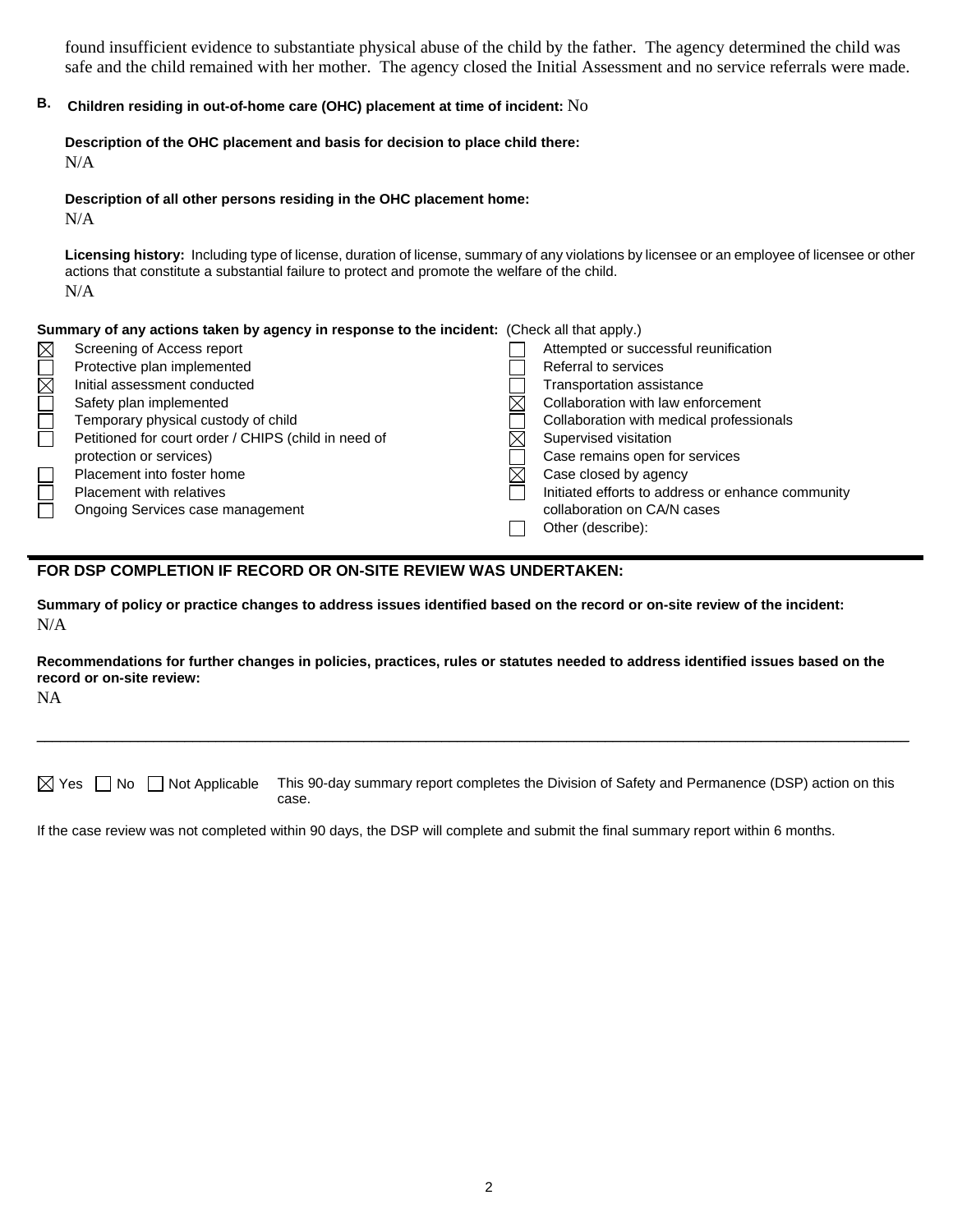found insufficient evidence to substantiate physical abuse of the child by the father. The agency determined the child was safe and the child remained with her mother. The agency closed the Initial Assessment and no service referrals were made.

**B. Children residing in out-of-home care (OHC) placement at time of incident:** No

**Description of the OHC placement and basis for decision to place child there:**
N/A

**Description of all other persons residing in the OHC placement home:**
N/A

**Licensing history:** Including type of license, duration of license, summary of any violations by licensee or an employee of licensee or other actions that constitute a substantial failure to protect and promote the welfare of the child.
N/A

**Summary of any actions taken by agency in response to the incident:** (Check all that apply.)

- ☒ Screening of Access report
- ☐ Protective plan implemented
- ☒ Initial assessment conducted
- ☐ Safety plan implemented
- ☐ Temporary physical custody of child
- ☐ Petitioned for court order / CHIPS (child in need of protection or services)
- ☐ Placement into foster home
- ☐ Placement with relatives
- ☐ Ongoing Services case management
- ☐ Attempted or successful reunification
- ☐ Referral to services
- ☐ Transportation assistance
- ☒ Collaboration with law enforcement
- ☐ Collaboration with medical professionals
- ☒ Supervised visitation
- ☐ Case remains open for services
- ☒ Case closed by agency
- ☐ Initiated efforts to address or enhance community collaboration on CA/N cases
- ☐ Other (describe):

## FOR DSP COMPLETION IF RECORD OR ON-SITE REVIEW WAS UNDERTAKEN:

**Summary of policy or practice changes to address issues identified based on the record or on-site review of the incident:**
N/A

**Recommendations for further changes in policies, practices, rules or statutes needed to address identified issues based on the record or on-site review:**
NA

---

☒ Yes ☐ No ☐ Not Applicable This 90-day summary report completes the Division of Safety and Permanence (DSP) action on this case.

If the case review was not completed within 90 days, the DSP will complete and submit the final summary report within 6 months.